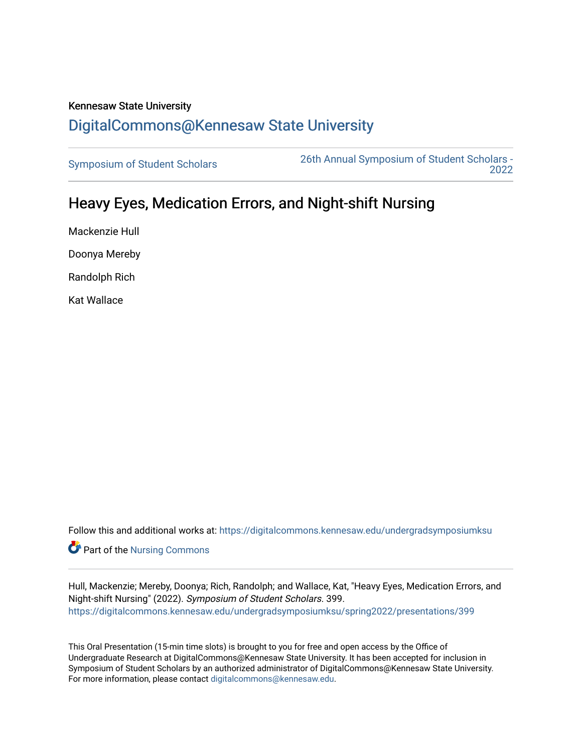Kennesaw State University

# DigitalCommons@Kennesaw State University

Symposium of Student Scholars

26th Annual Symposium of Student Scholars - 2022

## Heavy Eyes, Medication Errors, and Night-shift Nursing

Mackenzie Hull

Doonya Mereby

Randolph Rich

Kat Wallace

Follow this and additional works at: https://digitalcommons.kennesaw.edu/undergradsymposiumksu

Part of the Nursing Commons

Hull, Mackenzie; Mereby, Doonya; Rich, Randolph; and Wallace, Kat, "Heavy Eyes, Medication Errors, and Night-shift Nursing" (2022). *Symposium of Student Scholars*. 399.
https://digitalcommons.kennesaw.edu/undergradsymposiumksu/spring2022/presentations/399

This Oral Presentation (15-min time slots) is brought to you for free and open access by the Office of Undergraduate Research at DigitalCommons@Kennesaw State University. It has been accepted for inclusion in Symposium of Student Scholars by an authorized administrator of DigitalCommons@Kennesaw State University. For more information, please contact digitalcommons@kennesaw.edu.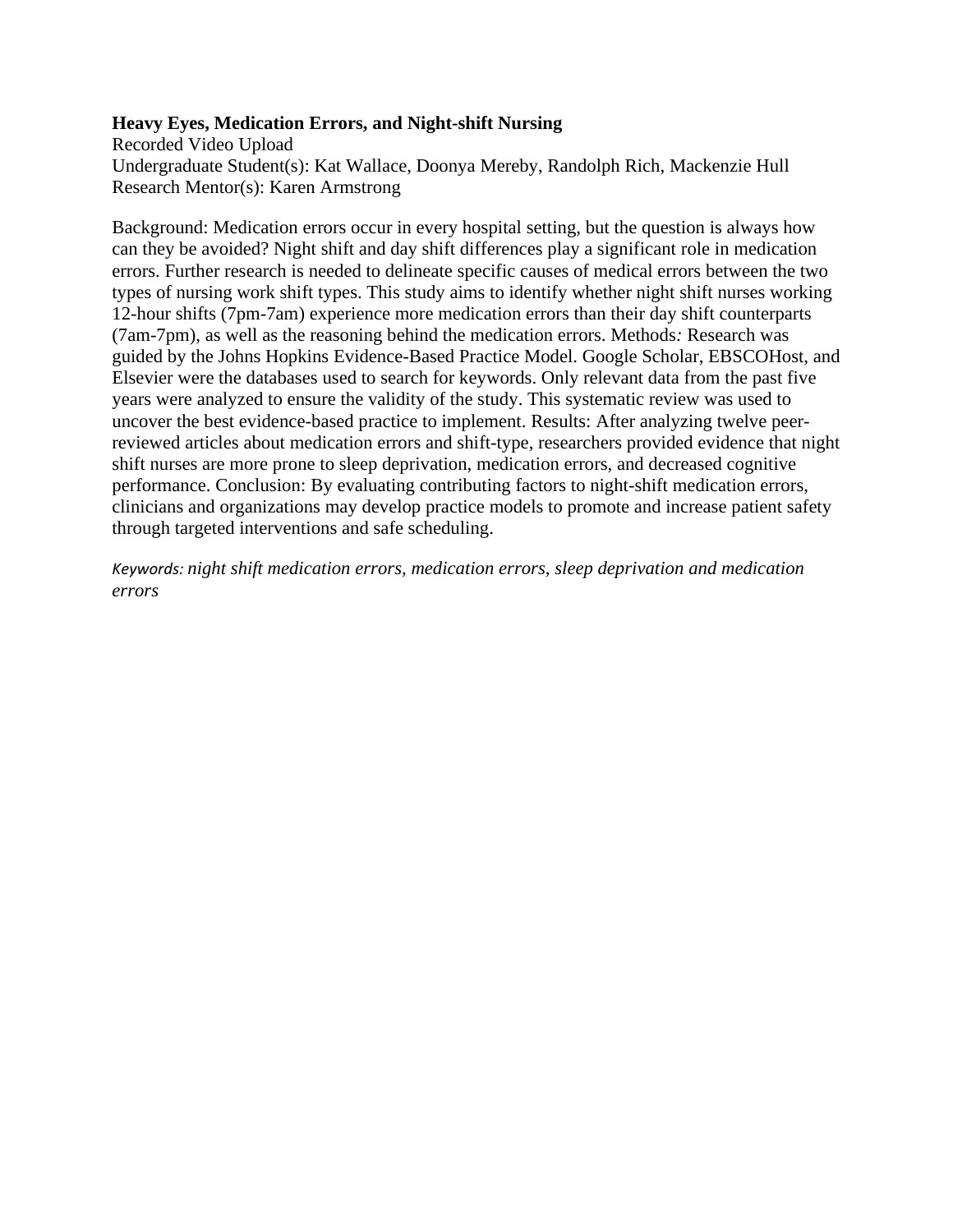**Heavy Eyes, Medication Errors, and Night-shift Nursing**
Recorded Video Upload
Undergraduate Student(s): Kat Wallace, Doonya Mereby, Randolph Rich, Mackenzie Hull
Research Mentor(s): Karen Armstrong

Background: Medication errors occur in every hospital setting, but the question is always how can they be avoided? Night shift and day shift differences play a significant role in medication errors. Further research is needed to delineate specific causes of medical errors between the two types of nursing work shift types. This study aims to identify whether night shift nurses working 12-hour shifts (7pm-7am) experience more medication errors than their day shift counterparts (7am-7pm), as well as the reasoning behind the medication errors. Methods*:* Research was guided by the Johns Hopkins Evidence-Based Practice Model. Google Scholar, EBSCOHost, and Elsevier were the databases used to search for keywords. Only relevant data from the past five years were analyzed to ensure the validity of the study. This systematic review was used to uncover the best evidence-based practice to implement. Results: After analyzing twelve peer-reviewed articles about medication errors and shift-type, researchers provided evidence that night shift nurses are more prone to sleep deprivation, medication errors, and decreased cognitive performance. Conclusion: By evaluating contributing factors to night-shift medication errors, clinicians and organizations may develop practice models to promote and increase patient safety through targeted interventions and safe scheduling.

*Keywords: night shift medication errors, medication errors, sleep deprivation and medication errors*